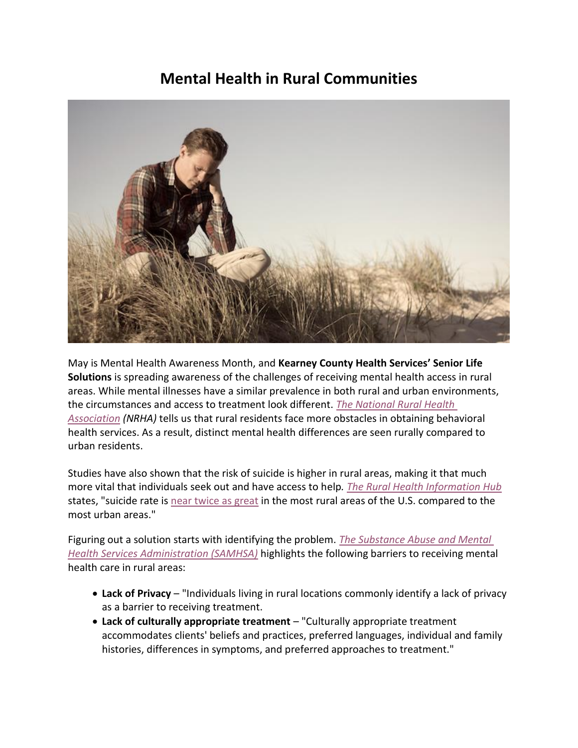# Mental Health in Rural Communities

May is Mental Health Awareness Month, and **Kearney County Health Services' Senior Life Solutions** is spreading awareness of the challenges of receiving mental health access in rural areas. While mental illnesses have a similar prevalence in both rural and urban environments, the circumstances and access to treatment look different. *The National Rural Health Association (NRHA)* tells us that rural residents face more obstacles in obtaining behavioral health services. As a result, distinct mental health differences are seen rurally compared to urban residents.

Studies have also shown that the risk of suicide is higher in rural areas, making it that much more vital that individuals seek out and have access to help. *The Rural Health Information Hub* states, "suicide rate is near twice as great in the most rural areas of the U.S. compared to the most urban areas."

Figuring out a solution starts with identifying the problem. *The Substance Abuse and Mental Health Services Administration (SAMHSA)* highlights the following barriers to receiving mental health care in rural areas:

- **Lack of Privacy** – "Individuals living in rural locations commonly identify a lack of privacy as a barrier to receiving treatment.
- **Lack of culturally appropriate treatment** – "Culturally appropriate treatment accommodates clients' beliefs and practices, preferred languages, individual and family histories, differences in symptoms, and preferred approaches to treatment."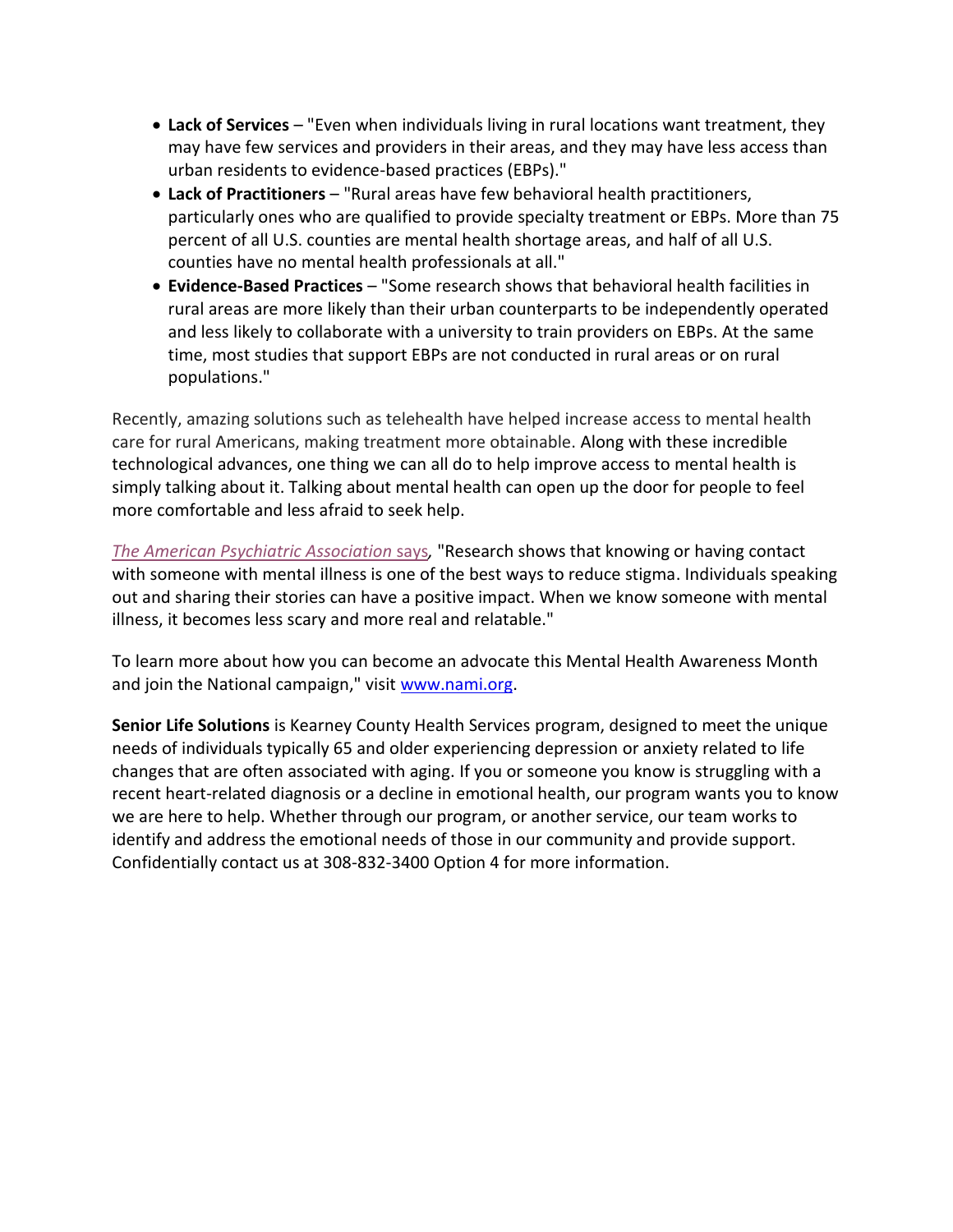- **Lack of Services** – "Even when individuals living in rural locations want treatment, they may have few services and providers in their areas, and they may have less access than urban residents to evidence-based practices (EBPs)."
- **Lack of Practitioners** – "Rural areas have few behavioral health practitioners, particularly ones who are qualified to provide specialty treatment or EBPs. More than 75 percent of all U.S. counties are mental health shortage areas, and half of all U.S. counties have no mental health professionals at all."
- **Evidence-Based Practices** – "Some research shows that behavioral health facilities in rural areas are more likely than their urban counterparts to be independently operated and less likely to collaborate with a university to train providers on EBPs. At the same time, most studies that support EBPs are not conducted in rural areas or on rural populations."

Recently, amazing solutions such as telehealth have helped increase access to mental health care for rural Americans, making treatment more obtainable. Along with these incredible technological advances, one thing we can all do to help improve access to mental health is simply talking about it. Talking about mental health can open up the door for people to feel more comfortable and less afraid to seek help.

*The American Psychiatric Association* says, "Research shows that knowing or having contact with someone with mental illness is one of the best ways to reduce stigma. Individuals speaking out and sharing their stories can have a positive impact. When we know someone with mental illness, it becomes less scary and more real and relatable."

To learn more about how you can become an advocate this Mental Health Awareness Month and join the National campaign," visit www.nami.org.

**Senior Life Solutions** is Kearney County Health Services program, designed to meet the unique needs of individuals typically 65 and older experiencing depression or anxiety related to life changes that are often associated with aging. If you or someone you know is struggling with a recent heart-related diagnosis or a decline in emotional health, our program wants you to know we are here to help. Whether through our program, or another service, our team works to identify and address the emotional needs of those in our community and provide support. Confidentially contact us at 308-832-3400 Option 4 for more information.